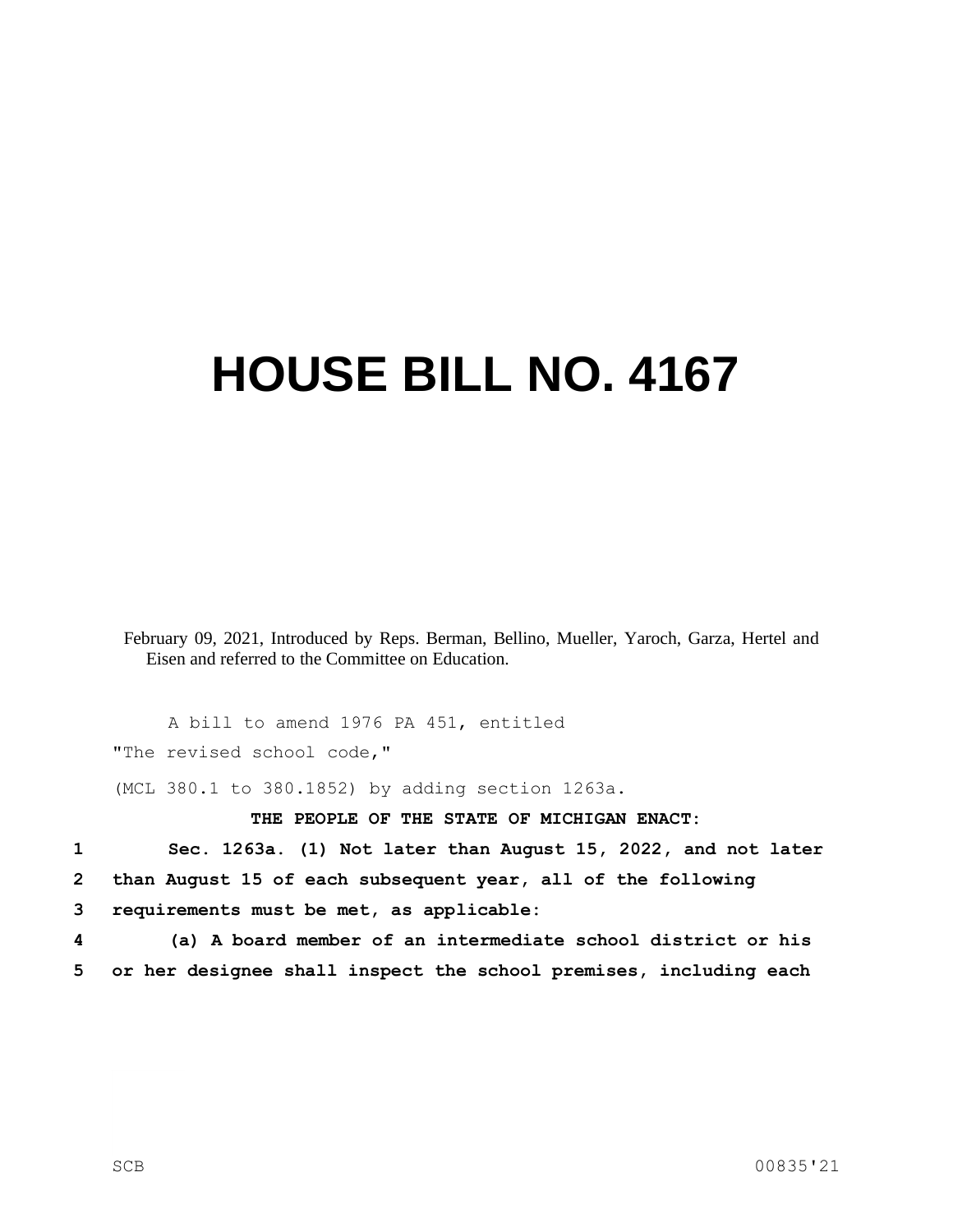# HOUSE BILL NO. 4167

February 09, 2021, Introduced by Reps. Berman, Bellino, Mueller, Yaroch, Garza, Hertel and Eisen and referred to the Committee on Education.

A bill to amend 1976 PA 451, entitled

"The revised school code,"

(MCL 380.1 to 380.1852) by adding section 1263a.

**THE PEOPLE OF THE STATE OF MICHIGAN ENACT:**

**Sec. 1263a. (1) Not later than August 15, 2022, and not later than August 15 of each subsequent year, all of the following requirements must be met, as applicable:**

**(a) A board member of an intermediate school district or his or her designee shall inspect the school premises, including each**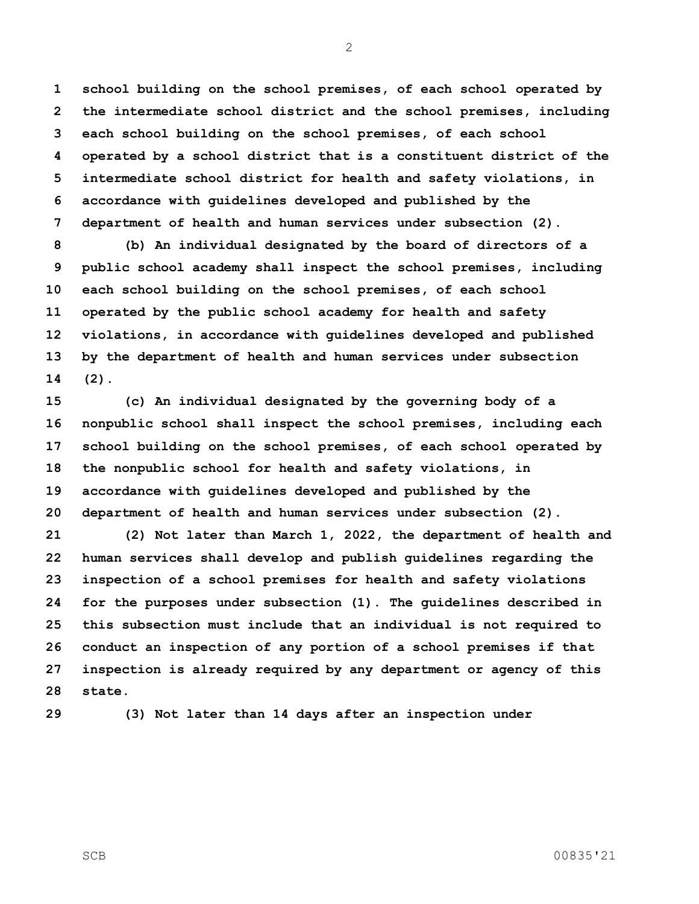**school building on the school premises, of each school operated by the intermediate school district and the school premises, including each school building on the school premises, of each school operated by a school district that is a constituent district of the intermediate school district for health and safety violations, in accordance with guidelines developed and published by the department of health and human services under subsection (2).**

**(b) An individual designated by the board of directors of a public school academy shall inspect the school premises, including each school building on the school premises, of each school operated by the public school academy for health and safety violations, in accordance with guidelines developed and published by the department of health and human services under subsection (2).**

**(c) An individual designated by the governing body of a nonpublic school shall inspect the school premises, including each school building on the school premises, of each school operated by the nonpublic school for health and safety violations, in accordance with guidelines developed and published by the department of health and human services under subsection (2).**

**(2) Not later than March 1, 2022, the department of health and human services shall develop and publish guidelines regarding the inspection of a school premises for health and safety violations for the purposes under subsection (1). The guidelines described in this subsection must include that an individual is not required to conduct an inspection of any portion of a school premises if that inspection is already required by any department or agency of this state.**

**(3) Not later than 14 days after an inspection under**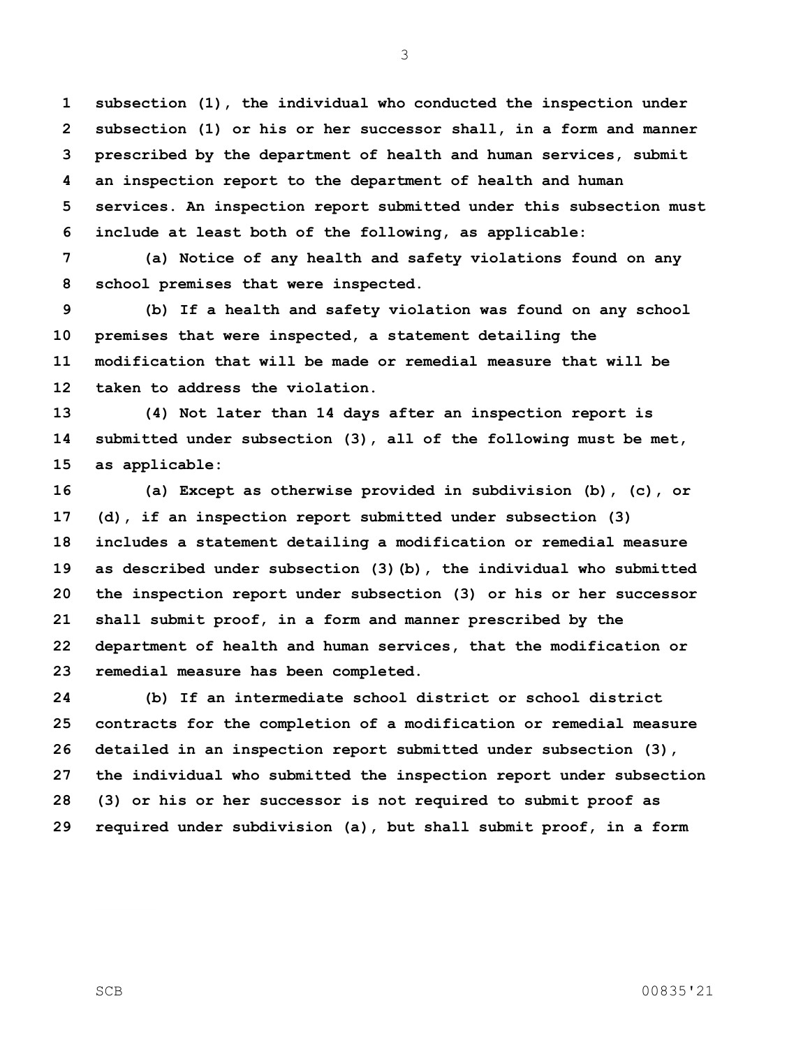**subsection (1), the individual who conducted the inspection under subsection (1) or his or her successor shall, in a form and manner prescribed by the department of health and human services, submit an inspection report to the department of health and human services. An inspection report submitted under this subsection must include at least both of the following, as applicable:**

**(a) Notice of any health and safety violations found on any school premises that were inspected.**

**(b) If a health and safety violation was found on any school premises that were inspected, a statement detailing the modification that will be made or remedial measure that will be taken to address the violation.**

**(4) Not later than 14 days after an inspection report is submitted under subsection (3), all of the following must be met, as applicable:**

**(a) Except as otherwise provided in subdivision (b), (c), or (d), if an inspection report submitted under subsection (3) includes a statement detailing a modification or remedial measure as described under subsection (3)(b), the individual who submitted the inspection report under subsection (3) or his or her successor shall submit proof, in a form and manner prescribed by the department of health and human services, that the modification or remedial measure has been completed.**

**(b) If an intermediate school district or school district contracts for the completion of a modification or remedial measure detailed in an inspection report submitted under subsection (3), the individual who submitted the inspection report under subsection (3) or his or her successor is not required to submit proof as required under subdivision (a), but shall submit proof, in a form**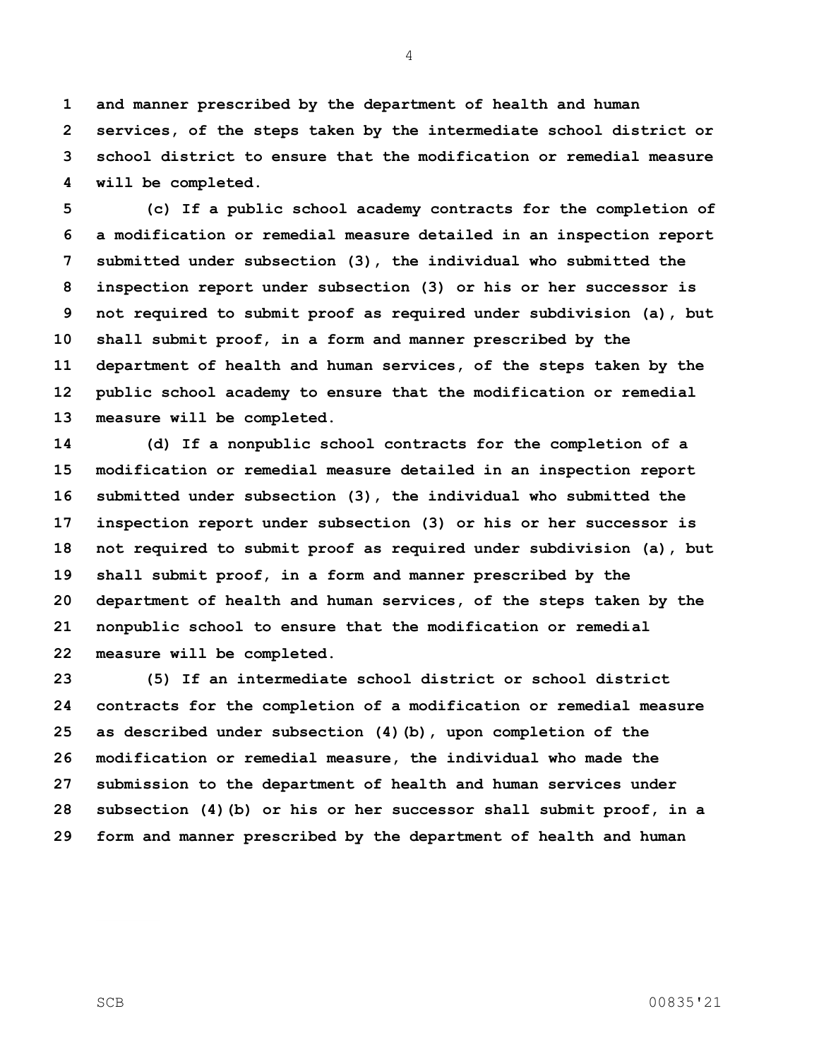**and manner prescribed by the department of health and human services, of the steps taken by the intermediate school district or school district to ensure that the modification or remedial measure will be completed.**

**(c) If a public school academy contracts for the completion of a modification or remedial measure detailed in an inspection report submitted under subsection (3), the individual who submitted the inspection report under subsection (3) or his or her successor is not required to submit proof as required under subdivision (a), but shall submit proof, in a form and manner prescribed by the department of health and human services, of the steps taken by the public school academy to ensure that the modification or remedial measure will be completed.**

**(d) If a nonpublic school contracts for the completion of a modification or remedial measure detailed in an inspection report submitted under subsection (3), the individual who submitted the inspection report under subsection (3) or his or her successor is not required to submit proof as required under subdivision (a), but shall submit proof, in a form and manner prescribed by the department of health and human services, of the steps taken by the nonpublic school to ensure that the modification or remedial measure will be completed.**

**(5) If an intermediate school district or school district contracts for the completion of a modification or remedial measure as described under subsection (4)(b), upon completion of the modification or remedial measure, the individual who made the submission to the department of health and human services under subsection (4)(b) or his or her successor shall submit proof, in a form and manner prescribed by the department of health and human**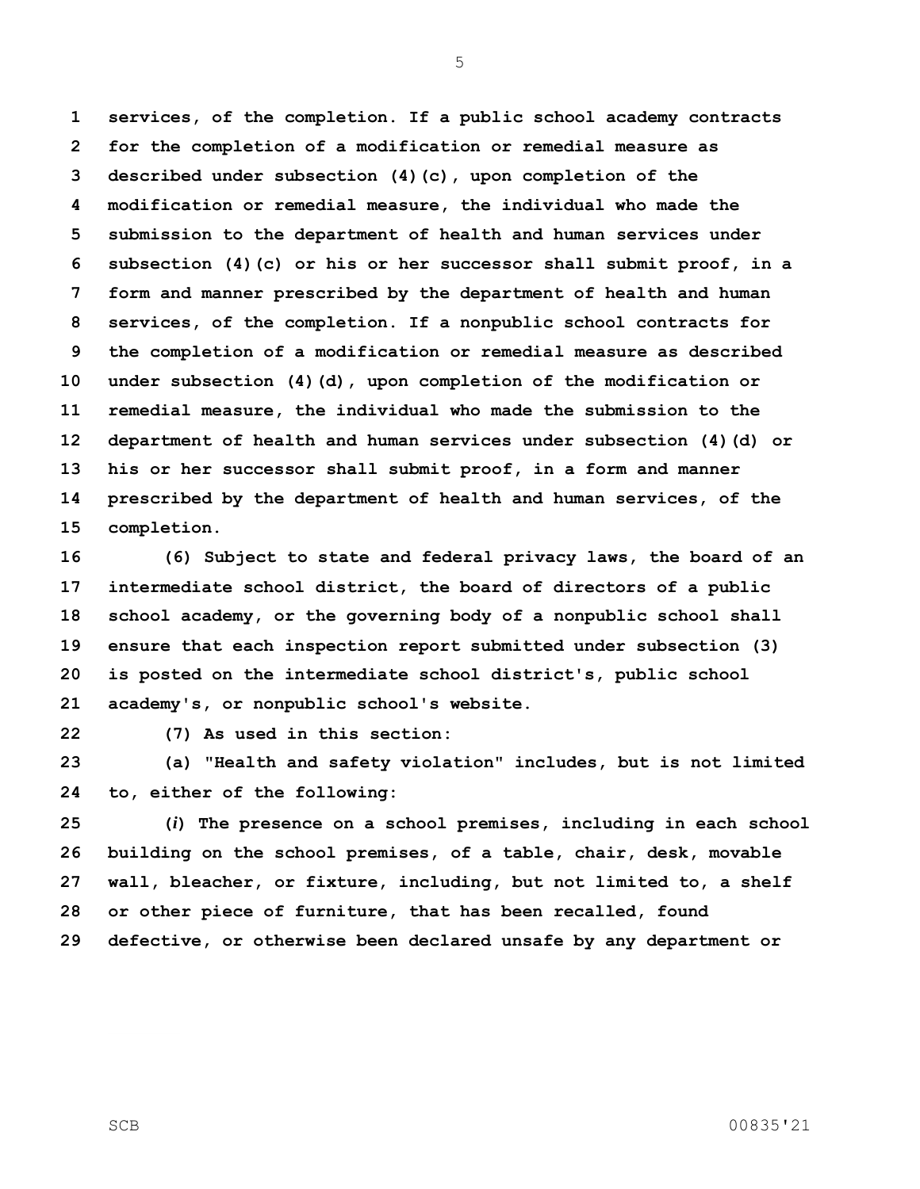**services, of the completion. If a public school academy contracts for the completion of a modification or remedial measure as described under subsection (4)(c), upon completion of the modification or remedial measure, the individual who made the submission to the department of health and human services under subsection (4)(c) or his or her successor shall submit proof, in a form and manner prescribed by the department of health and human services, of the completion. If a nonpublic school contracts for the completion of a modification or remedial measure as described under subsection (4)(d), upon completion of the modification or remedial measure, the individual who made the submission to the department of health and human services under subsection (4)(d) or his or her successor shall submit proof, in a form and manner prescribed by the department of health and human services, of the completion.**

**(6) Subject to state and federal privacy laws, the board of an intermediate school district, the board of directors of a public school academy, or the governing body of a nonpublic school shall ensure that each inspection report submitted under subsection (3) is posted on the intermediate school district's, public school academy's, or nonpublic school's website.**

**(7) As used in this section:**

**(a) "Health and safety violation" includes, but is not limited to, either of the following:**

**(*i*) The presence on a school premises, including in each school building on the school premises, of a table, chair, desk, movable wall, bleacher, or fixture, including, but not limited to, a shelf or other piece of furniture, that has been recalled, found defective, or otherwise been declared unsafe by any department or**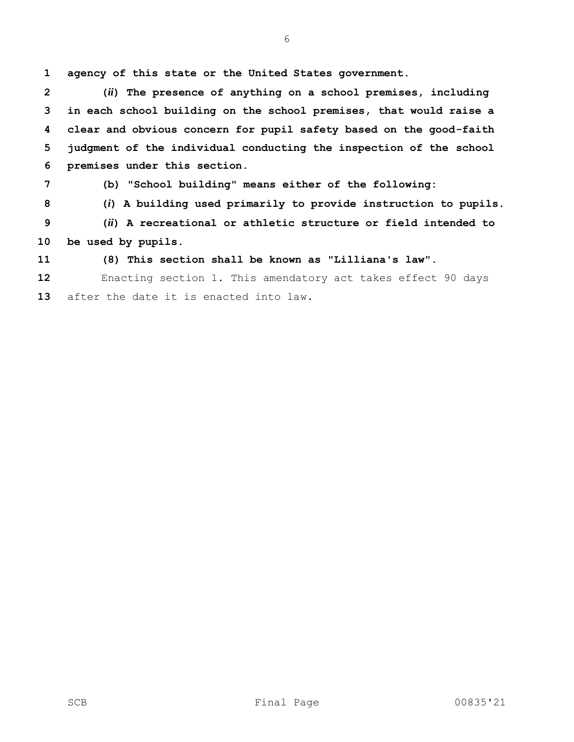**agency of this state or the United States government.**

**(*ii*) The presence of anything on a school premises, including in each school building on the school premises, that would raise a clear and obvious concern for pupil safety based on the good-faith judgment of the individual conducting the inspection of the school premises under this section.**

**(b) "School building" means either of the following:**

**(*i*) A building used primarily to provide instruction to pupils.**

**(*ii*) A recreational or athletic structure or field intended to be used by pupils.**

**(8) This section shall be known as "Lilliana's law".**

Enacting section 1. This amendatory act takes effect 90 days after the date it is enacted into law.